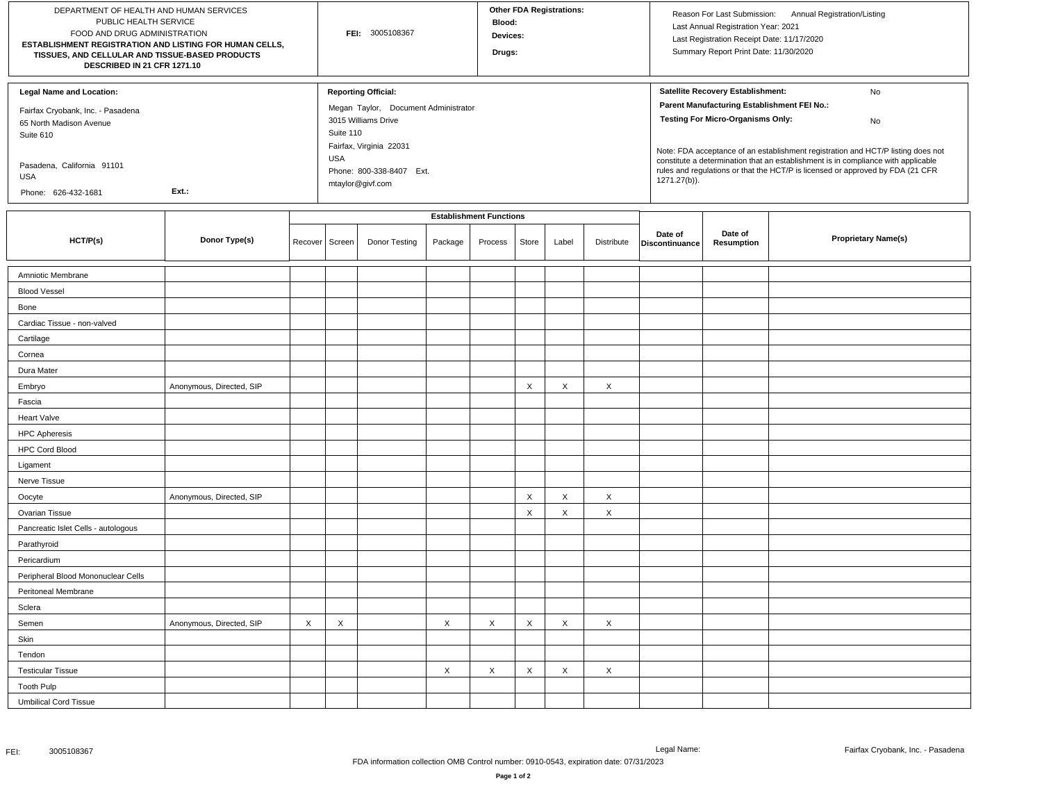DEPARTMENT OF HEALTH AND HUMAN SERVICES
PUBLIC HEALTH SERVICE
FOOD AND DRUG ADMINISTRATION
**ESTABLISHMENT REGISTRATION AND LISTING FOR HUMAN CELLS, TISSUES, AND CELLULAR AND TISSUE-BASED PRODUCTS DESCRIBED IN 21 CFR 1271.10**

**FEI:** 3005108367

**Other FDA Registrations:**
**Blood:**
**Devices:**
**Drugs:**

Reason For Last Submission: Annual Registration/Listing
Last Annual Registration Year: 2021
Last Registration Receipt Date: 11/17/2020
Summary Report Print Date: 11/30/2020

**Legal Name and Location:**

Fairfax Cryobank, Inc. - Pasadena
65 North Madison Avenue
Suite 610

Pasadena, California 91101
USA

Phone: 626-432-1681 Ext.:

**Reporting Official:**

Megan Taylor, Document Administrator
3015 Williams Drive
Suite 110
Fairfax, Virginia 22031
USA
Phone: 800-338-8407 Ext.
mtaylor@givf.com

**Satellite Recovery Establishment:** No
**Parent Manufacturing Establishment FEI No.:**
**Testing For Micro-Organisms Only:** No

Note: FDA acceptance of an establishment registration and HCT/P listing does not constitute a determination that an establishment is in compliance with applicable rules and regulations or that the HCT/P is licensed or approved by FDA (21 CFR 1271.27(b)).

| HCT/P(s) | Donor Type(s) | Establishment Functions | | | | | | | | Date of Discontinuance | Date of Resumption | Proprietary Name(s) |
|---|---|---|---|---|---|---|---|---|---|---|---|---|
| | | Recover | Screen | Donor Testing | Package | Process | Store | Label | Distribute | | | |
| Amniotic Membrane | | | | | | | | | | | | |
| Blood Vessel | | | | | | | | | | | | |
| Bone | | | | | | | | | | | | |
| Cardiac Tissue - non-valved | | | | | | | | | | | | |
| Cartilage | | | | | | | | | | | | |
| Cornea | | | | | | | | | | | | |
| Dura Mater | | | | | | | | | | | | |
| Embryo | Anonymous, Directed, SIP | | | | | | X | X | X | | | |
| Fascia | | | | | | | | | | | | |
| Heart Valve | | | | | | | | | | | | |
| HPC Apheresis | | | | | | | | | | | | |
| HPC Cord Blood | | | | | | | | | | | | |
| Ligament | | | | | | | | | | | | |
| Nerve Tissue | | | | | | | | | | | | |
| Oocyte | Anonymous, Directed, SIP | | | | | | X | X | X | | | |
| Ovarian Tissue | | | | | | | X | X | X | | | |
| Pancreatic Islet Cells - autologous | | | | | | | | | | | | |
| Parathyroid | | | | | | | | | | | | |
| Pericardium | | | | | | | | | | | | |
| Peripheral Blood Mononuclear Cells | | | | | | | | | | | | |
| Peritoneal Membrane | | | | | | | | | | | | |
| Sclera | | | | | | | | | | | | |
| Semen | Anonymous, Directed, SIP | X | X | | X | X | X | X | X | | | |
| Skin | | | | | | | | | | | | |
| Tendon | | | | | | | | | | | | |
| Testicular Tissue | | | | | X | X | X | X | X | | | |
| Tooth Pulp | | | | | | | | | | | | |
| Umbilical Cord Tissue | | | | | | | | | | | | |

FDA information collection OMB Control number: 0910-0543, expiration date: 07/31/2023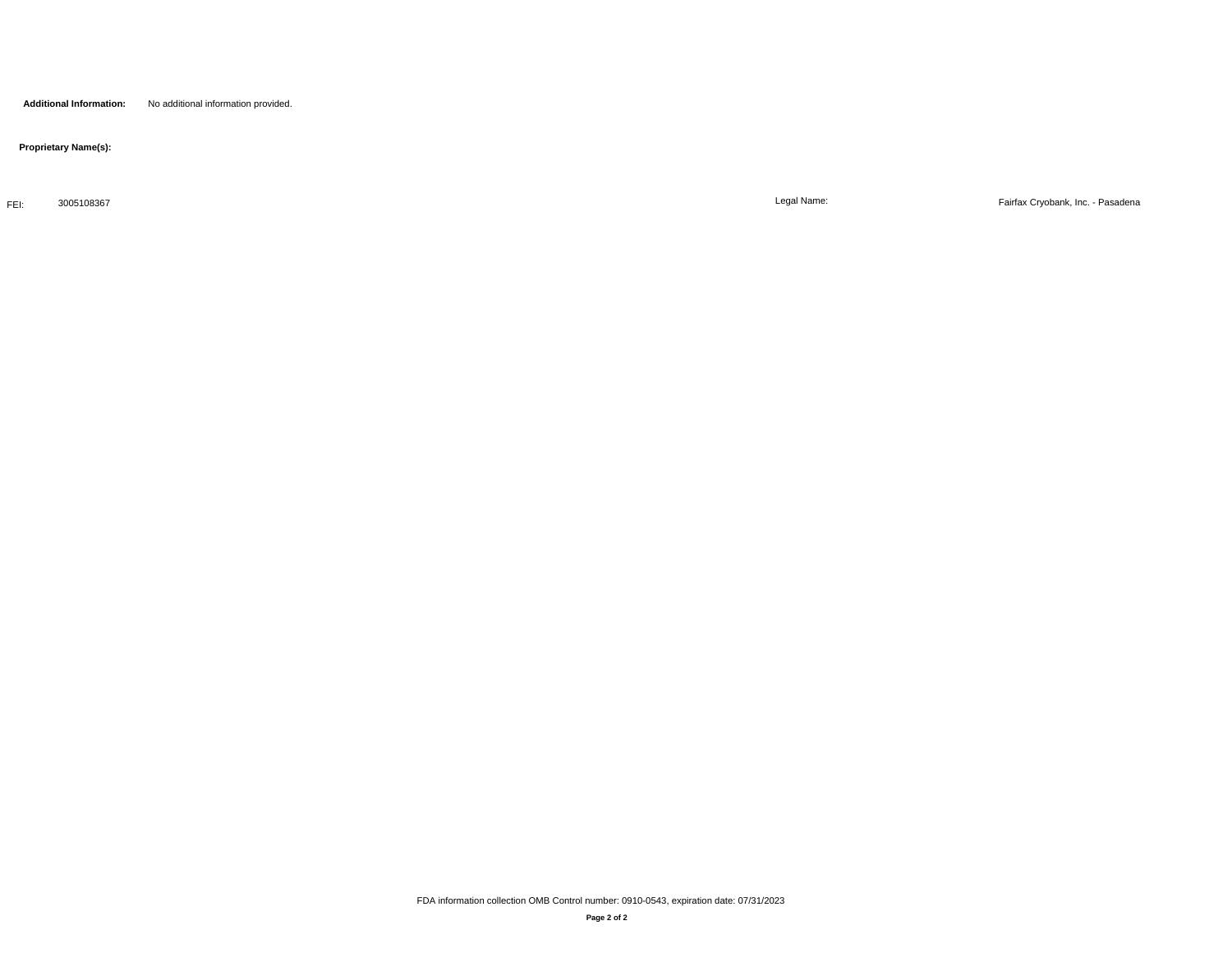**Additional Information:** No additional information provided.

**Proprietary Name(s):**

FEI: 3005108367 Legal Name: Fairfax Cryobank, Inc. - Pasadena

FDA information collection OMB Control number: 0910-0543, expiration date: 07/31/2023